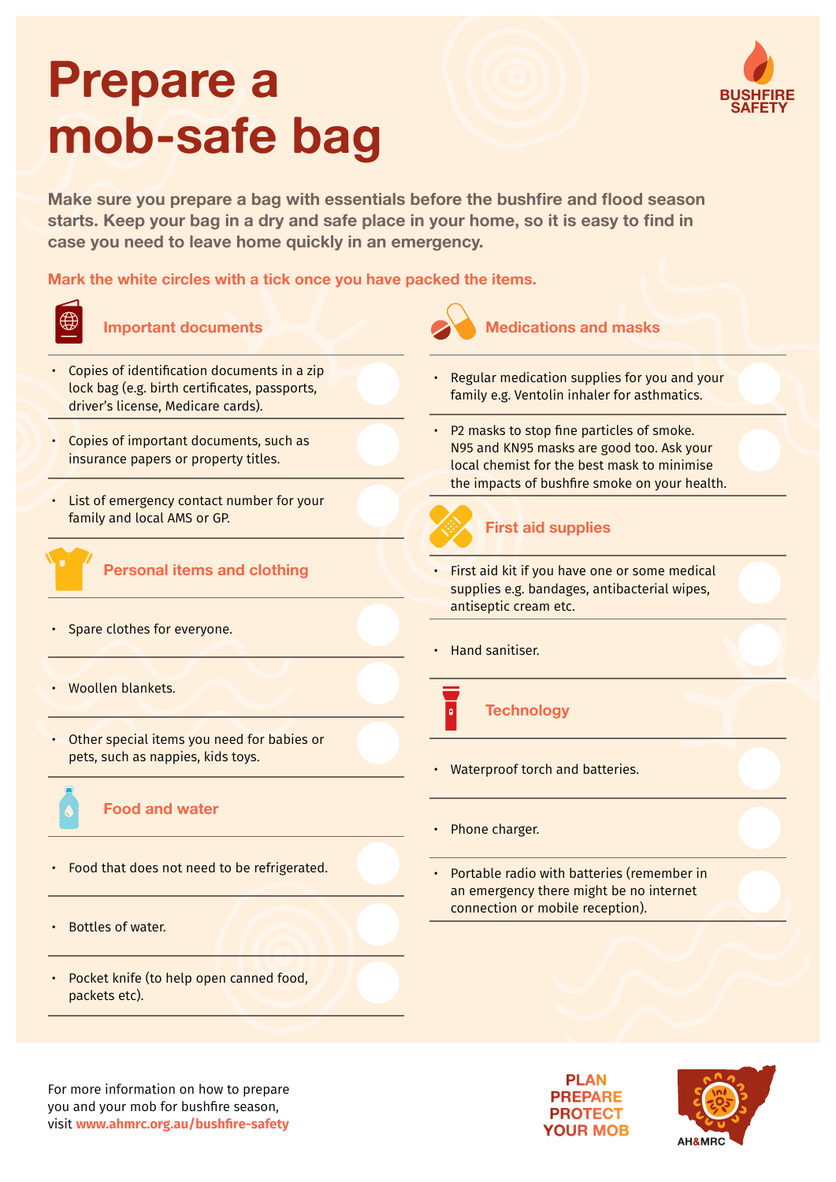# Prepare a mob-safe bag

BUSHFIRE SAFETY

**Make sure you prepare a bag with essentials before the bushfire and flood season starts. Keep your bag in a dry and safe place in your home, so it is easy to find in case you need to leave home quickly in an emergency.**

**Mark the white circles with a tick once you have packed the items.**

## Important documents

- Copies of identification documents in a zip lock bag (e.g. birth certificates, passports, driver's license, Medicare cards).
- Copies of important documents, such as insurance papers or property titles.
- List of emergency contact number for your family and local AMS or GP.

## Personal items and clothing

- Spare clothes for everyone.
- Woollen blankets.
- Other special items you need for babies or pets, such as nappies, kids toys.

## Food and water

- Food that does not need to be refrigerated.
- Bottles of water.
- Pocket knife (to help open canned food, packets etc).

## Medications and masks

- Regular medication supplies for you and your family e.g. Ventolin inhaler for asthmatics.
- P2 masks to stop fine particles of smoke. N95 and KN95 masks are good too. Ask your local chemist for the best mask to minimise the impacts of bushfire smoke on your health.

## First aid supplies

- First aid kit if you have one or some medical supplies e.g. bandages, antibacterial wipes, antiseptic cream etc.
- Hand sanitiser.

## Technology

- Waterproof torch and batteries.
- Phone charger.
- Portable radio with batteries (remember in an emergency there might be no internet connection or mobile reception).

For more information on how to prepare you and your mob for bushfire season, visit **www.ahmrc.org.au/bushfire-safety**

**PLAN PREPARE PROTECT YOUR MOB**

AH&MRC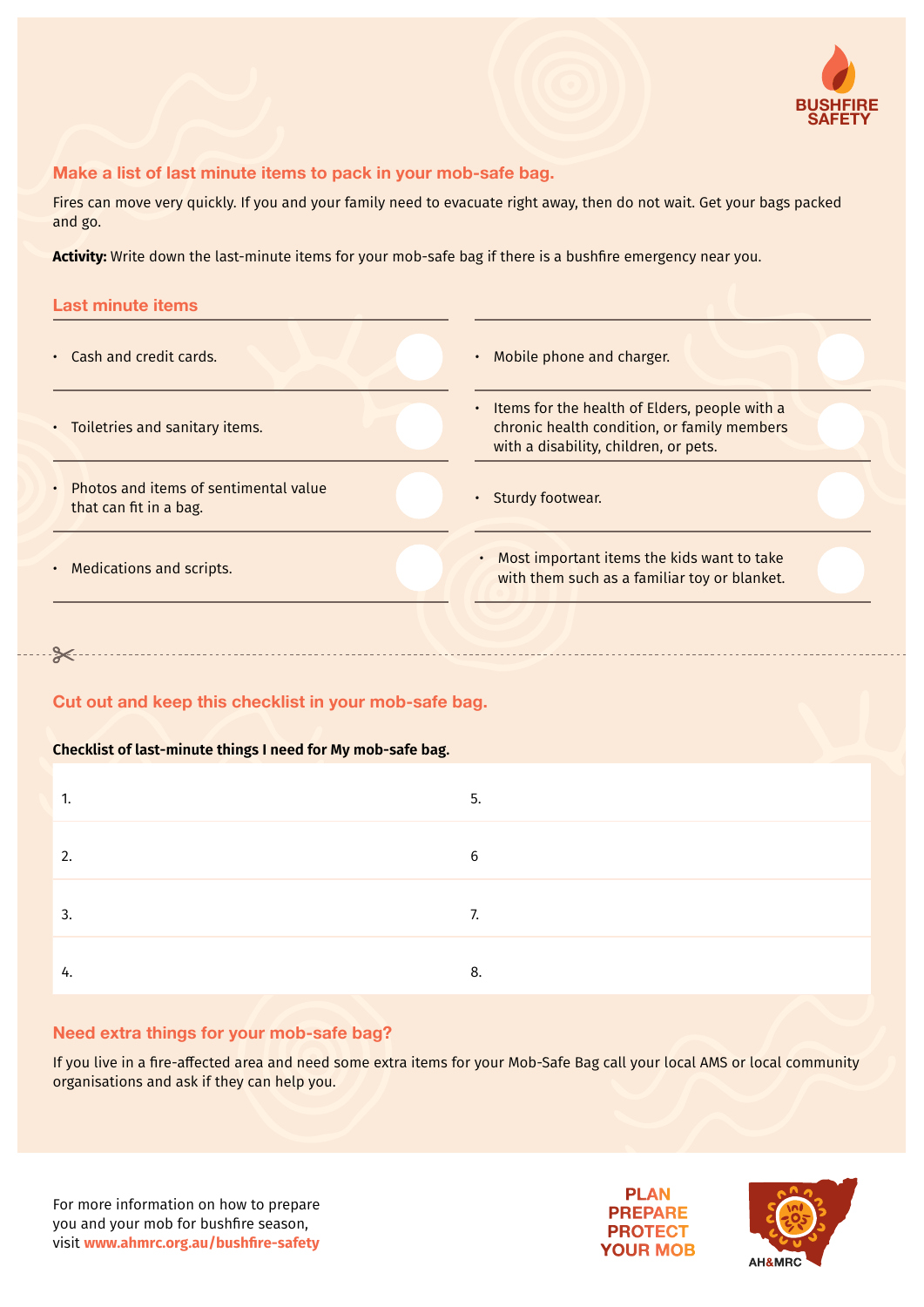BUSHFIRE SAFETY

## Make a list of last minute items to pack in your mob-safe bag.

Fires can move very quickly. If you and your family need to evacuate right away, then do not wait. Get your bags packed and go.

**Activity:** Write down the last-minute items for your mob-safe bag if there is a bushfire emergency near you.

### Last minute items

- Cash and credit cards.
- Toiletries and sanitary items.
- Photos and items of sentimental value that can fit in a bag.
- Medications and scripts.
- Mobile phone and charger.
- Items for the health of Elders, people with a chronic health condition, or family members with a disability, children, or pets.
- Sturdy footwear.
- Most important items the kids want to take with them such as a familiar toy or blanket.

## Cut out and keep this checklist in your mob-safe bag.

**Checklist of last-minute things I need for My mob-safe bag.**

| | |
|---|---|
| 1. | 5. |
| 2. | 6 |
| 3. | 7. |
| 4. | 8. |

## Need extra things for your mob-safe bag?

If you live in a fire-affected area and need some extra items for your Mob-Safe Bag call your local AMS or local community organisations and ask if they can help you.

For more information on how to prepare you and your mob for bushfire season, visit **www.ahmrc.org.au/bushfire-safety**

PLAN
PREPARE
PROTECT
YOUR MOB

AH&MRC